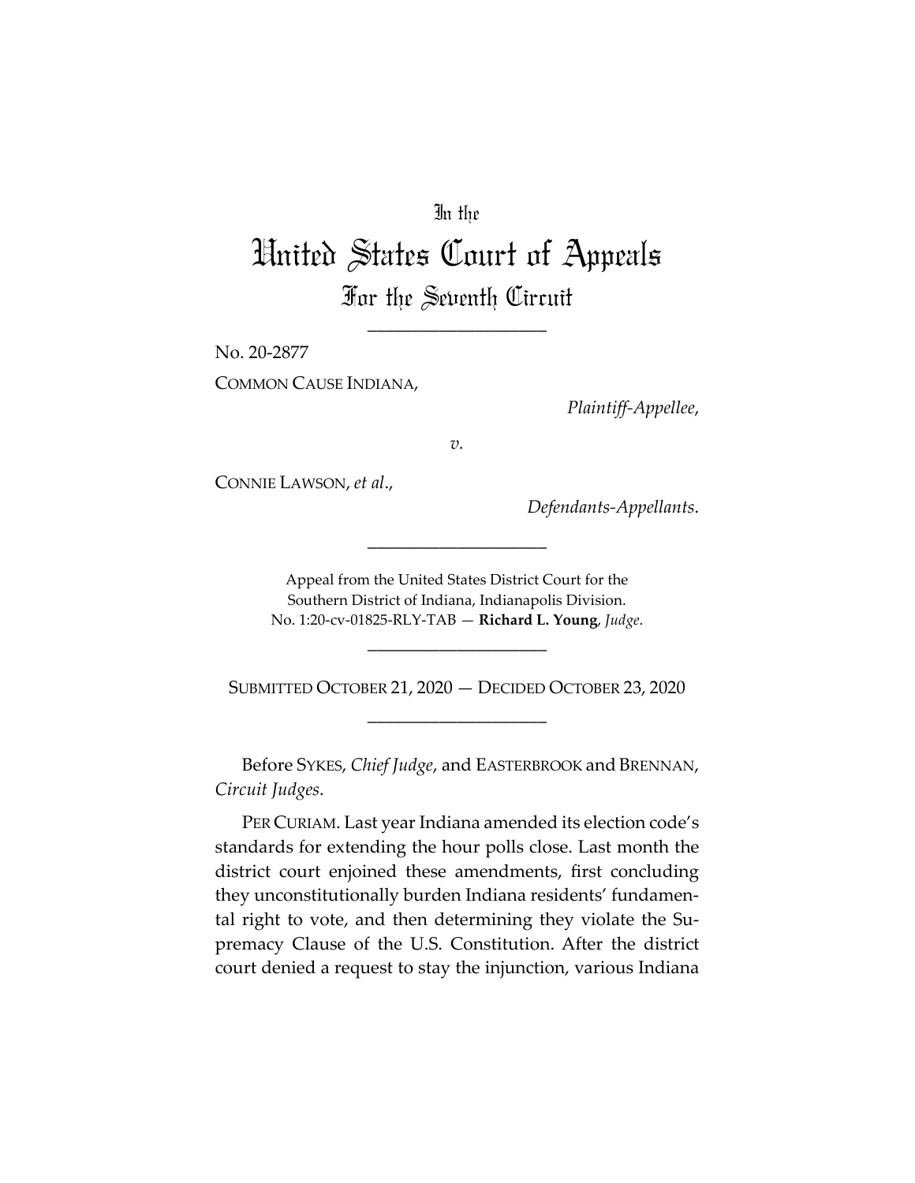In the

# United States Court of Appeals
## For the Seventh Circuit

---

No. 20-2877

COMMON CAUSE INDIANA,

*Plaintiff-Appellee*,

*v.*

CONNIE LAWSON, *et al*.,

*Defendants-Appellants*.

---

Appeal from the United States District Court for the Southern District of Indiana, Indianapolis Division.
No. 1:20-cv-01825-RLY-TAB — **Richard L. Young**, *Judge*.

---

SUBMITTED OCTOBER 21, 2020 — DECIDED OCTOBER 23, 2020

---

Before SYKES, *Chief Judge*, and EASTERBROOK and BRENNAN, *Circuit Judges*.

PER CURIAM. Last year Indiana amended its election code's standards for extending the hour polls close. Last month the district court enjoined these amendments, first concluding they unconstitutionally burden Indiana residents' fundamental right to vote, and then determining they violate the Supremacy Clause of the U.S. Constitution. After the district court denied a request to stay the injunction, various Indiana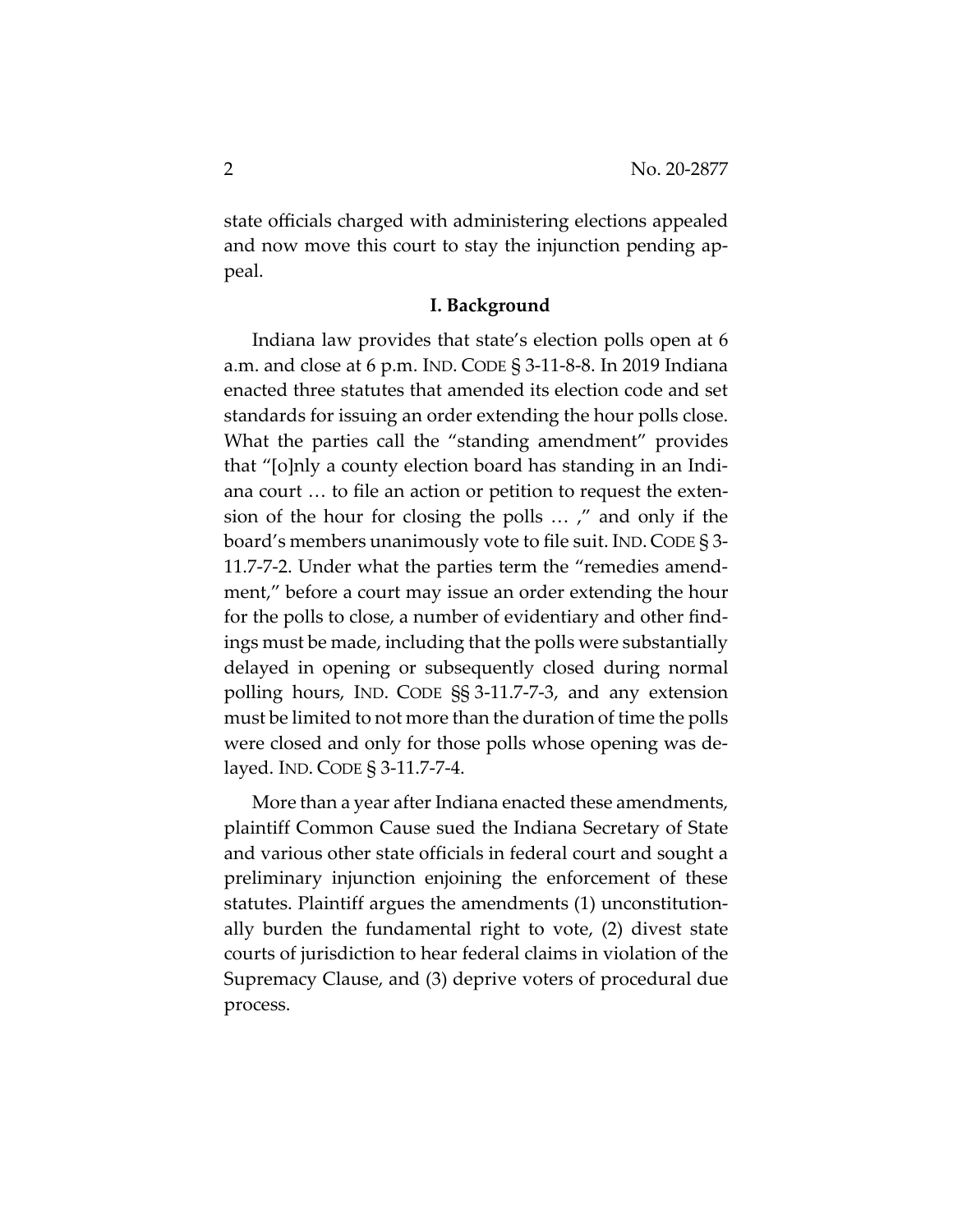state officials charged with administering elections appealed and now move this court to stay the injunction pending appeal.

## I. Background

Indiana law provides that state's election polls open at 6 a.m. and close at 6 p.m. IND. CODE § 3-11-8-8. In 2019 Indiana enacted three statutes that amended its election code and set standards for issuing an order extending the hour polls close. What the parties call the "standing amendment" provides that "[o]nly a county election board has standing in an Indiana court … to file an action or petition to request the extension of the hour for closing the polls … ," and only if the board's members unanimously vote to file suit. IND. CODE § 3-11.7-7-2. Under what the parties term the "remedies amendment," before a court may issue an order extending the hour for the polls to close, a number of evidentiary and other findings must be made, including that the polls were substantially delayed in opening or subsequently closed during normal polling hours, IND. CODE §§ 3-11.7-7-3, and any extension must be limited to not more than the duration of time the polls were closed and only for those polls whose opening was delayed. IND. CODE § 3-11.7-7-4.

More than a year after Indiana enacted these amendments, plaintiff Common Cause sued the Indiana Secretary of State and various other state officials in federal court and sought a preliminary injunction enjoining the enforcement of these statutes. Plaintiff argues the amendments (1) unconstitutionally burden the fundamental right to vote, (2) divest state courts of jurisdiction to hear federal claims in violation of the Supremacy Clause, and (3) deprive voters of procedural due process.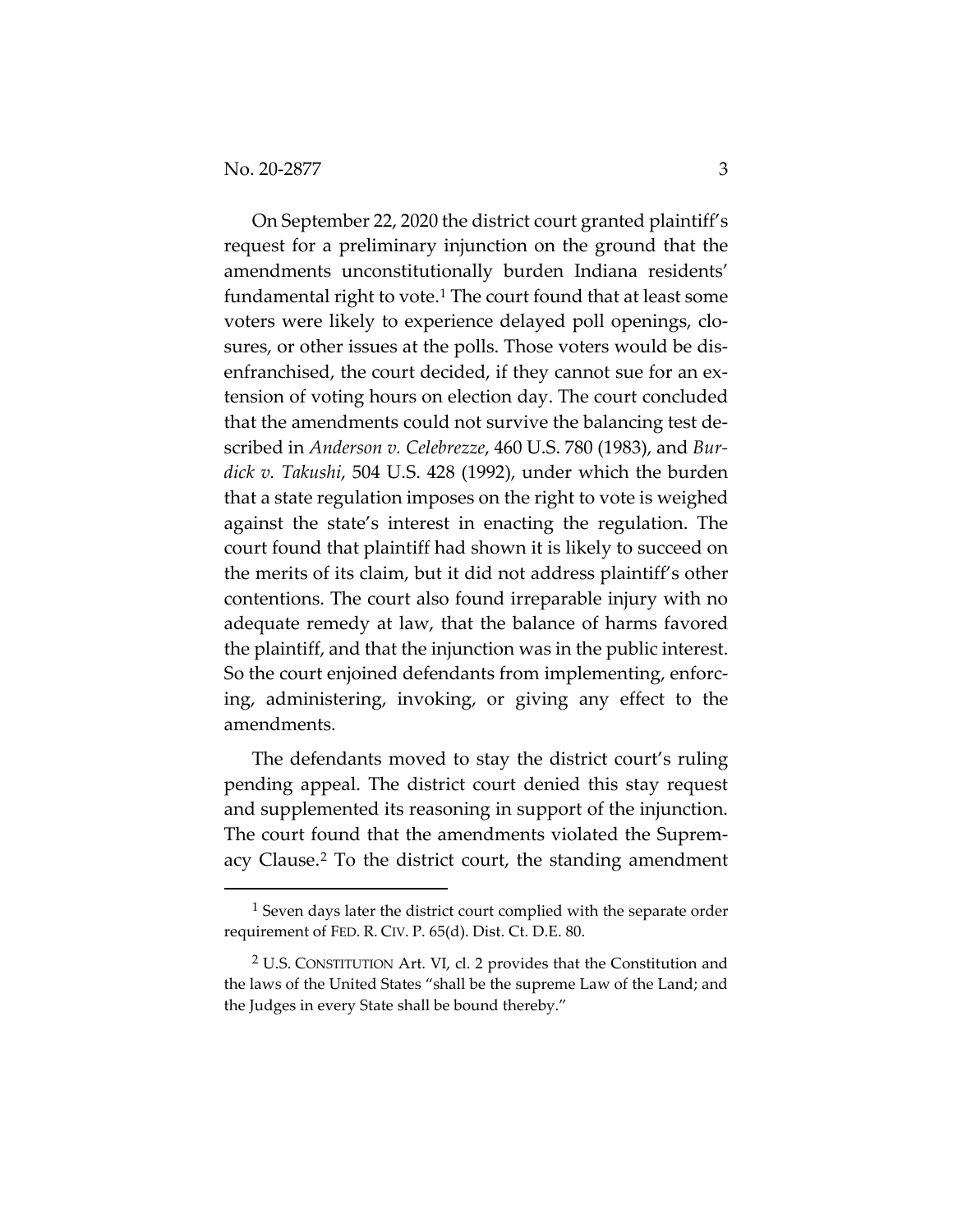On September 22, 2020 the district court granted plaintiff's request for a preliminary injunction on the ground that the amendments unconstitutionally burden Indiana residents' fundamental right to vote.[1] The court found that at least some voters were likely to experience delayed poll openings, closures, or other issues at the polls. Those voters would be disenfranchised, the court decided, if they cannot sue for an extension of voting hours on election day. The court concluded that the amendments could not survive the balancing test described in *Anderson v. Celebrezze*, 460 U.S. 780 (1983), and *Burdick v. Takushi*, 504 U.S. 428 (1992), under which the burden that a state regulation imposes on the right to vote is weighed against the state's interest in enacting the regulation. The court found that plaintiff had shown it is likely to succeed on the merits of its claim, but it did not address plaintiff's other contentions. The court also found irreparable injury with no adequate remedy at law, that the balance of harms favored the plaintiff, and that the injunction was in the public interest. So the court enjoined defendants from implementing, enforcing, administering, invoking, or giving any effect to the amendments.

The defendants moved to stay the district court's ruling pending appeal. The district court denied this stay request and supplemented its reasoning in support of the injunction. The court found that the amendments violated the Supremacy Clause.[2] To the district court, the standing amendment

[1] Seven days later the district court complied with the separate order requirement of FED. R. CIV. P. 65(d). Dist. Ct. D.E. 80.

[2] U.S. CONSTITUTION Art. VI, cl. 2 provides that the Constitution and the laws of the United States "shall be the supreme Law of the Land; and the Judges in every State shall be bound thereby."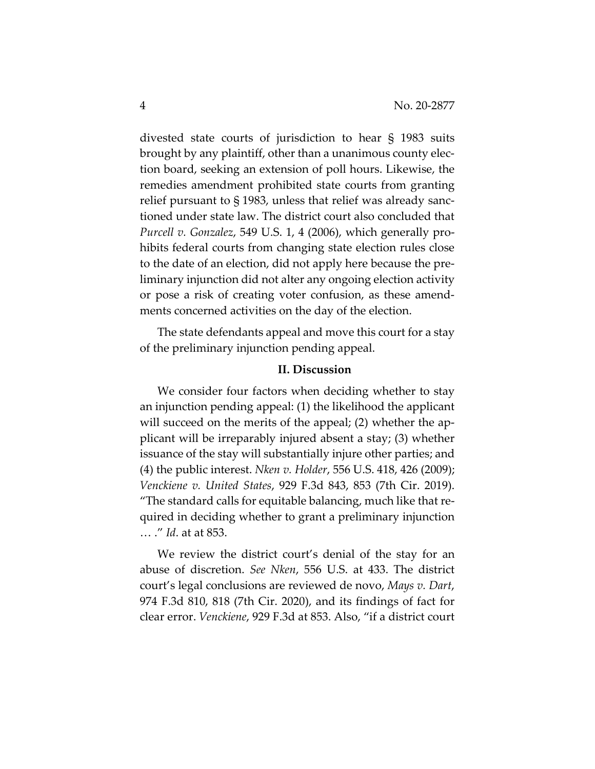divested state courts of jurisdiction to hear § 1983 suits brought by any plaintiff, other than a unanimous county election board, seeking an extension of poll hours. Likewise, the remedies amendment prohibited state courts from granting relief pursuant to § 1983, unless that relief was already sanctioned under state law. The district court also concluded that *Purcell v. Gonzalez*, 549 U.S. 1, 4 (2006), which generally prohibits federal courts from changing state election rules close to the date of an election, did not apply here because the preliminary injunction did not alter any ongoing election activity or pose a risk of creating voter confusion, as these amendments concerned activities on the day of the election.

The state defendants appeal and move this court for a stay of the preliminary injunction pending appeal.

## II. Discussion

We consider four factors when deciding whether to stay an injunction pending appeal: (1) the likelihood the applicant will succeed on the merits of the appeal; (2) whether the applicant will be irreparably injured absent a stay; (3) whether issuance of the stay will substantially injure other parties; and (4) the public interest. *Nken v. Holder*, 556 U.S. 418, 426 (2009); *Venckiene v. United States*, 929 F.3d 843, 853 (7th Cir. 2019). "The standard calls for equitable balancing, much like that required in deciding whether to grant a preliminary injunction … ." *Id*. at at 853.

We review the district court's denial of the stay for an abuse of discretion. *See Nken*, 556 U.S. at 433. The district court's legal conclusions are reviewed de novo, *Mays v. Dart*, 974 F.3d 810, 818 (7th Cir. 2020), and its findings of fact for clear error. *Venckiene*, 929 F.3d at 853. Also, "if a district court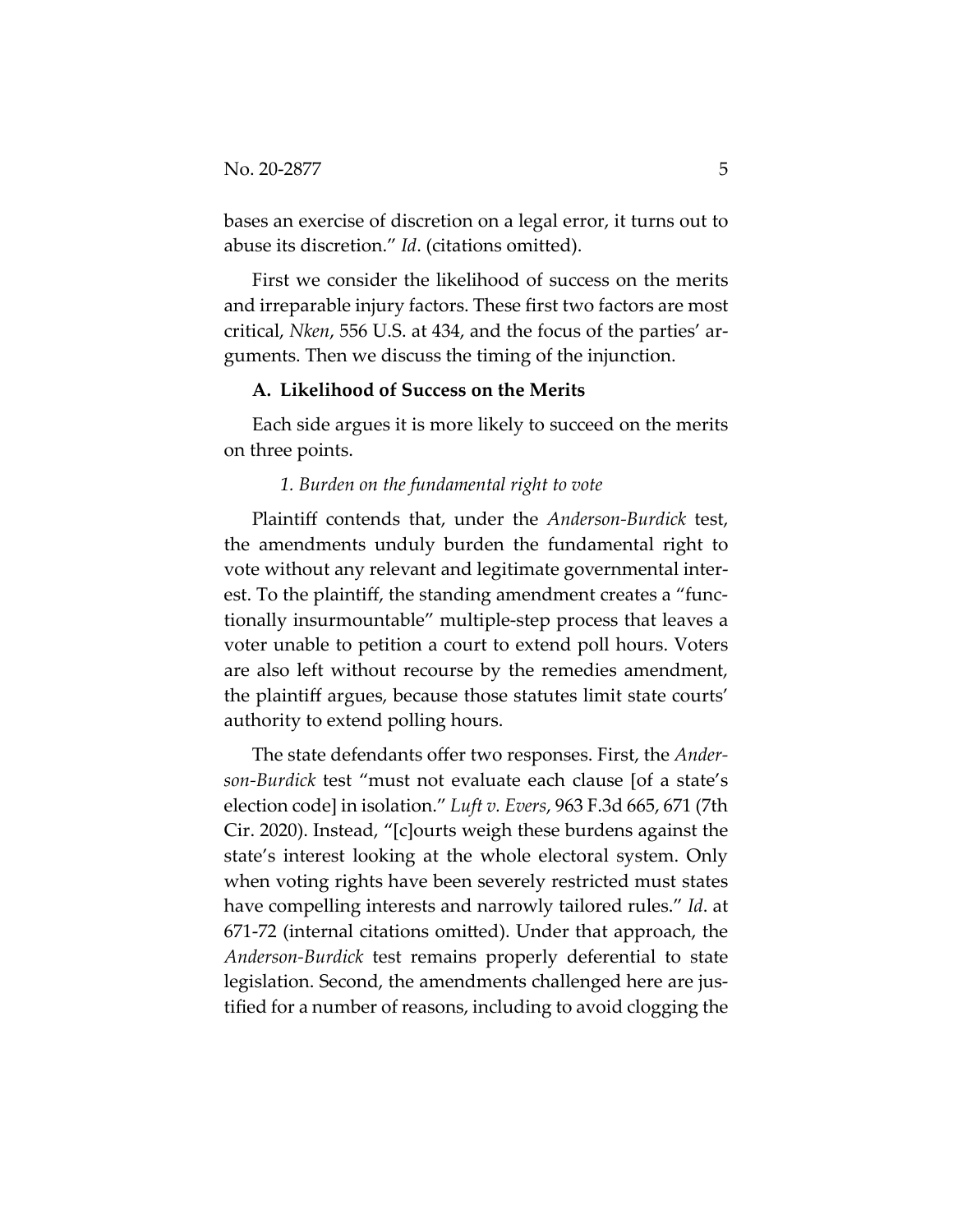bases an exercise of discretion on a legal error, it turns out to abuse its discretion." *Id*. (citations omitted).

First we consider the likelihood of success on the merits and irreparable injury factors. These first two factors are most critical, *Nken*, 556 U.S. at 434, and the focus of the parties' arguments. Then we discuss the timing of the injunction.

### A. Likelihood of Success on the Merits

Each side argues it is more likely to succeed on the merits on three points.

#### *1. Burden on the fundamental right to vote*

Plaintiff contends that, under the *Anderson-Burdick* test, the amendments unduly burden the fundamental right to vote without any relevant and legitimate governmental interest. To the plaintiff, the standing amendment creates a "functionally insurmountable" multiple-step process that leaves a voter unable to petition a court to extend poll hours. Voters are also left without recourse by the remedies amendment, the plaintiff argues, because those statutes limit state courts' authority to extend polling hours.

The state defendants offer two responses. First, the *Anderson-Burdick* test "must not evaluate each clause [of a state's election code] in isolation." *Luft v. Evers*, 963 F.3d 665, 671 (7th Cir. 2020). Instead, "[c]ourts weigh these burdens against the state's interest looking at the whole electoral system. Only when voting rights have been severely restricted must states have compelling interests and narrowly tailored rules." *Id*. at 671-72 (internal citations omitted). Under that approach, the *Anderson-Burdick* test remains properly deferential to state legislation. Second, the amendments challenged here are justified for a number of reasons, including to avoid clogging the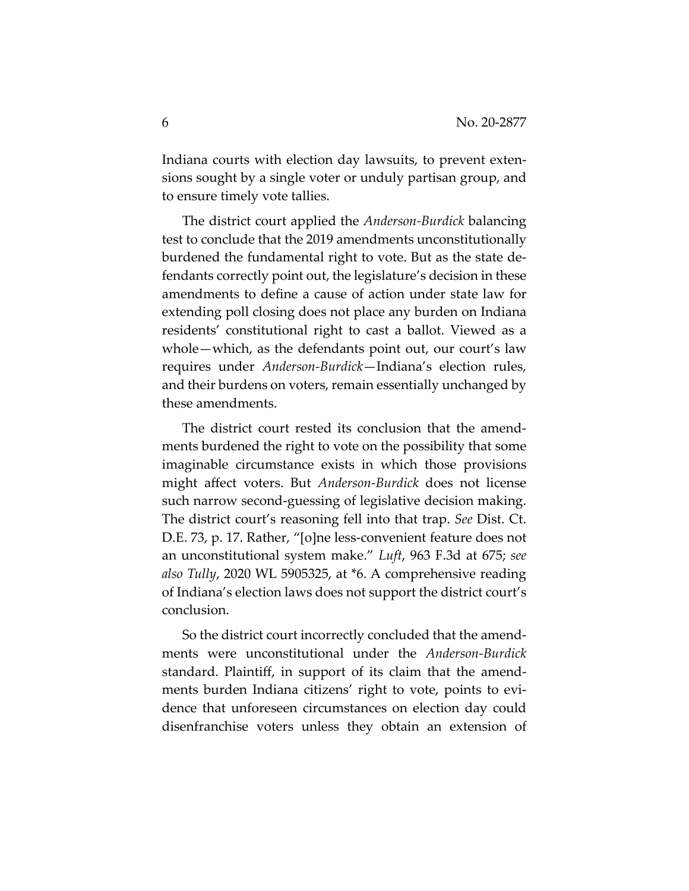Indiana courts with election day lawsuits, to prevent extensions sought by a single voter or unduly partisan group, and to ensure timely vote tallies.

The district court applied the *Anderson-Burdick* balancing test to conclude that the 2019 amendments unconstitutionally burdened the fundamental right to vote. But as the state defendants correctly point out, the legislature's decision in these amendments to define a cause of action under state law for extending poll closing does not place any burden on Indiana residents' constitutional right to cast a ballot. Viewed as a whole—which, as the defendants point out, our court's law requires under *Anderson-Burdick*—Indiana's election rules, and their burdens on voters, remain essentially unchanged by these amendments.

The district court rested its conclusion that the amendments burdened the right to vote on the possibility that some imaginable circumstance exists in which those provisions might affect voters. But *Anderson-Burdick* does not license such narrow second-guessing of legislative decision making. The district court's reasoning fell into that trap. *See* Dist. Ct. D.E. 73, p. 17. Rather, "[o]ne less-convenient feature does not an unconstitutional system make." *Luft*, 963 F.3d at 675; *see also Tully*, 2020 WL 5905325, at *6. A comprehensive reading of Indiana's election laws does not support the district court's conclusion.

So the district court incorrectly concluded that the amendments were unconstitutional under the *Anderson-Burdick* standard. Plaintiff, in support of its claim that the amendments burden Indiana citizens' right to vote, points to evidence that unforeseen circumstances on election day could disenfranchise voters unless they obtain an extension of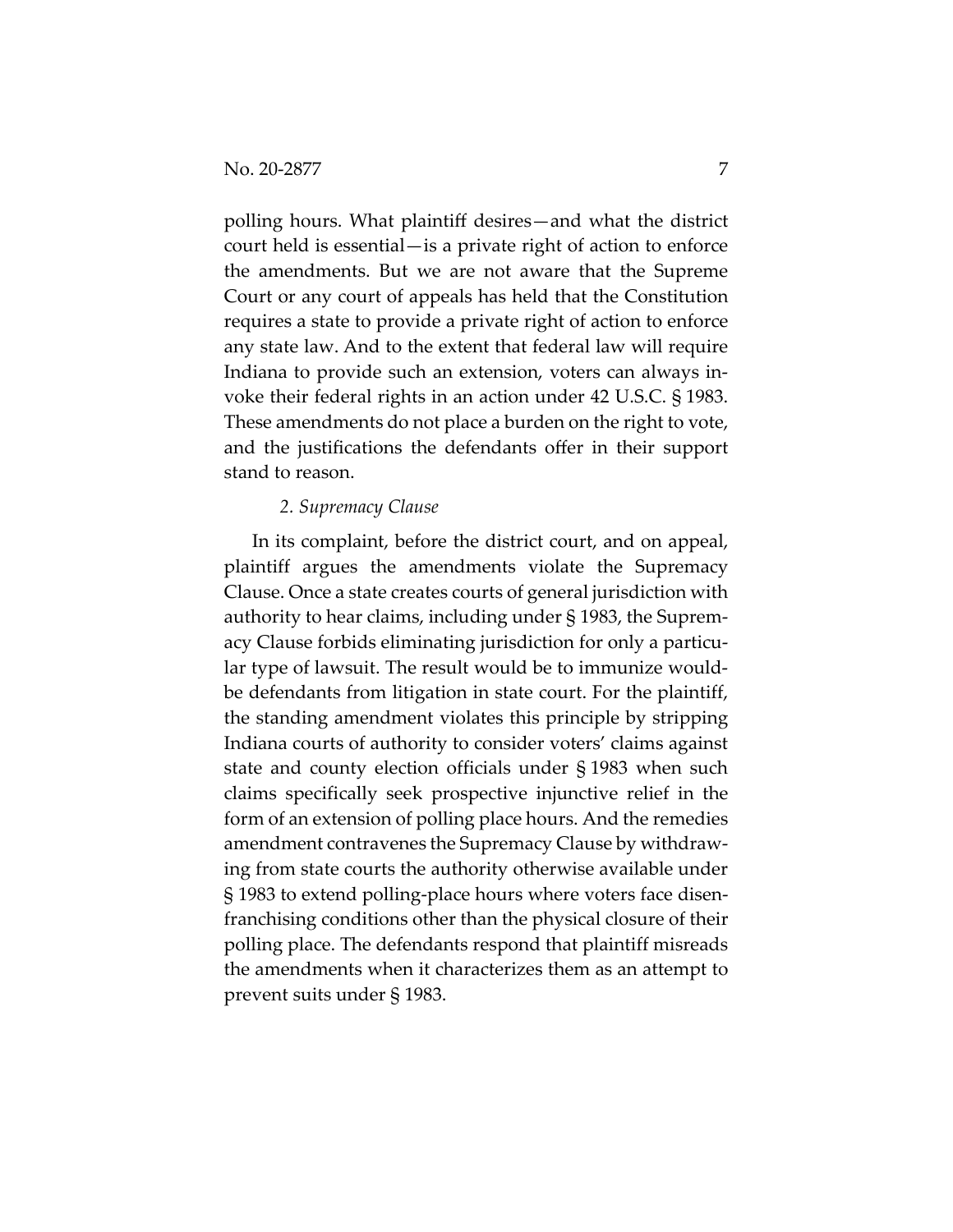polling hours. What plaintiff desires—and what the district court held is essential—is a private right of action to enforce the amendments. But we are not aware that the Supreme Court or any court of appeals has held that the Constitution requires a state to provide a private right of action to enforce any state law. And to the extent that federal law will require Indiana to provide such an extension, voters can always invoke their federal rights in an action under 42 U.S.C. § 1983. These amendments do not place a burden on the right to vote, and the justifications the defendants offer in their support stand to reason.

*2. Supremacy Clause*

In its complaint, before the district court, and on appeal, plaintiff argues the amendments violate the Supremacy Clause. Once a state creates courts of general jurisdiction with authority to hear claims, including under § 1983, the Supremacy Clause forbids eliminating jurisdiction for only a particular type of lawsuit. The result would be to immunize would-be defendants from litigation in state court. For the plaintiff, the standing amendment violates this principle by stripping Indiana courts of authority to consider voters' claims against state and county election officials under § 1983 when such claims specifically seek prospective injunctive relief in the form of an extension of polling place hours. And the remedies amendment contravenes the Supremacy Clause by withdrawing from state courts the authority otherwise available under § 1983 to extend polling-place hours where voters face disenfranchising conditions other than the physical closure of their polling place. The defendants respond that plaintiff misreads the amendments when it characterizes them as an attempt to prevent suits under § 1983.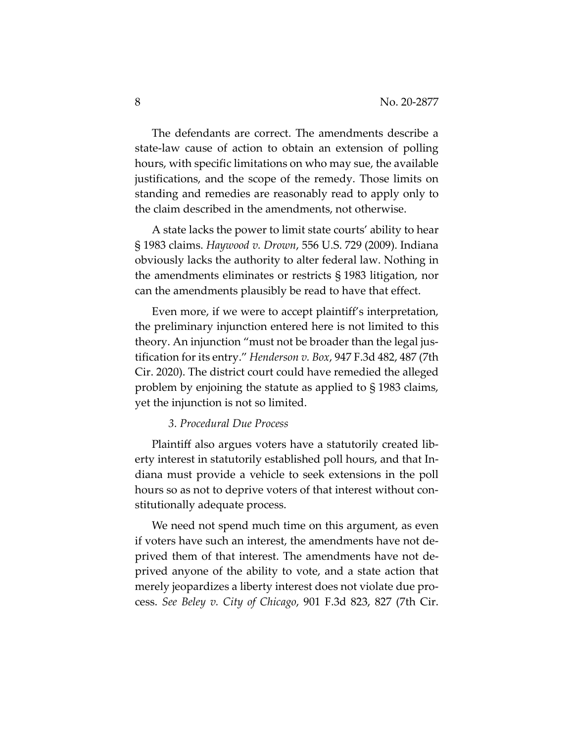The defendants are correct. The amendments describe a state-law cause of action to obtain an extension of polling hours, with specific limitations on who may sue, the available justifications, and the scope of the remedy. Those limits on standing and remedies are reasonably read to apply only to the claim described in the amendments, not otherwise.

A state lacks the power to limit state courts' ability to hear § 1983 claims. *Haywood v. Drown*, 556 U.S. 729 (2009). Indiana obviously lacks the authority to alter federal law. Nothing in the amendments eliminates or restricts § 1983 litigation, nor can the amendments plausibly be read to have that effect.

Even more, if we were to accept plaintiff's interpretation, the preliminary injunction entered here is not limited to this theory. An injunction "must not be broader than the legal justification for its entry." *Henderson v. Box*, 947 F.3d 482, 487 (7th Cir. 2020). The district court could have remedied the alleged problem by enjoining the statute as applied to § 1983 claims, yet the injunction is not so limited.

### *3. Procedural Due Process*

Plaintiff also argues voters have a statutorily created liberty interest in statutorily established poll hours, and that Indiana must provide a vehicle to seek extensions in the poll hours so as not to deprive voters of that interest without constitutionally adequate process.

We need not spend much time on this argument, as even if voters have such an interest, the amendments have not deprived them of that interest. The amendments have not deprived anyone of the ability to vote, and a state action that merely jeopardizes a liberty interest does not violate due process. *See Beley v. City of Chicago*, 901 F.3d 823, 827 (7th Cir.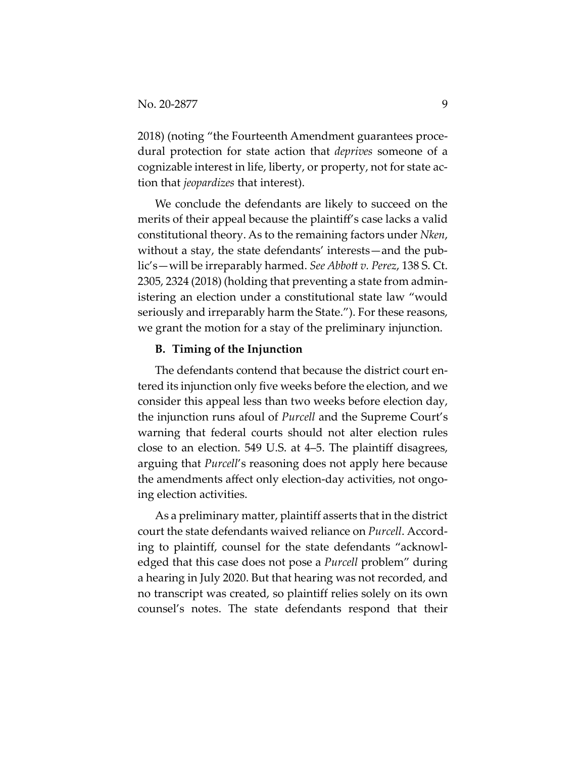2018) (noting "the Fourteenth Amendment guarantees procedural protection for state action that *deprives* someone of a cognizable interest in life, liberty, or property, not for state action that *jeopardizes* that interest).

We conclude the defendants are likely to succeed on the merits of their appeal because the plaintiff's case lacks a valid constitutional theory. As to the remaining factors under *Nken*, without a stay, the state defendants' interests—and the public's—will be irreparably harmed. *See Abbott v. Perez*, 138 S. Ct. 2305, 2324 (2018) (holding that preventing a state from administering an election under a constitutional state law "would seriously and irreparably harm the State."). For these reasons, we grant the motion for a stay of the preliminary injunction.

### B. Timing of the Injunction

The defendants contend that because the district court entered its injunction only five weeks before the election, and we consider this appeal less than two weeks before election day, the injunction runs afoul of *Purcell* and the Supreme Court's warning that federal courts should not alter election rules close to an election. 549 U.S. at 4–5. The plaintiff disagrees, arguing that *Purcell*'s reasoning does not apply here because the amendments affect only election-day activities, not ongoing election activities.

As a preliminary matter, plaintiff asserts that in the district court the state defendants waived reliance on *Purcell*. According to plaintiff, counsel for the state defendants "acknowledged that this case does not pose a *Purcell* problem" during a hearing in July 2020. But that hearing was not recorded, and no transcript was created, so plaintiff relies solely on its own counsel's notes. The state defendants respond that their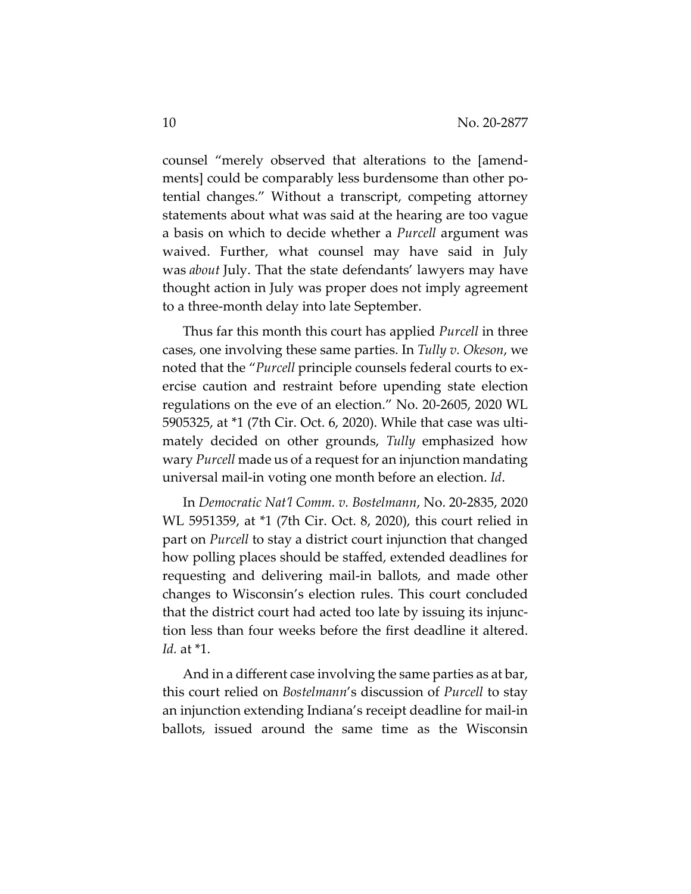counsel "merely observed that alterations to the [amendments] could be comparably less burdensome than other potential changes." Without a transcript, competing attorney statements about what was said at the hearing are too vague a basis on which to decide whether a *Purcell* argument was waived. Further, what counsel may have said in July was *about* July. That the state defendants' lawyers may have thought action in July was proper does not imply agreement to a three-month delay into late September.

Thus far this month this court has applied *Purcell* in three cases, one involving these same parties. In *Tully v. Okeson*, we noted that the "*Purcell* principle counsels federal courts to exercise caution and restraint before upending state election regulations on the eve of an election." No. 20-2605, 2020 WL 5905325, at *1 (7th Cir. Oct. 6, 2020). While that case was ultimately decided on other grounds, *Tully* emphasized how wary *Purcell* made us of a request for an injunction mandating universal mail-in voting one month before an election. *Id*.

In *Democratic Nat'l Comm. v. Bostelmann*, No. 20-2835, 2020 WL 5951359, at *1 (7th Cir. Oct. 8, 2020), this court relied in part on *Purcell* to stay a district court injunction that changed how polling places should be staffed, extended deadlines for requesting and delivering mail-in ballots, and made other changes to Wisconsin's election rules. This court concluded that the district court had acted too late by issuing its injunction less than four weeks before the first deadline it altered. *Id.* at *1.

And in a different case involving the same parties as at bar, this court relied on *Bostelmann*'s discussion of *Purcell* to stay an injunction extending Indiana's receipt deadline for mail-in ballots, issued around the same time as the Wisconsin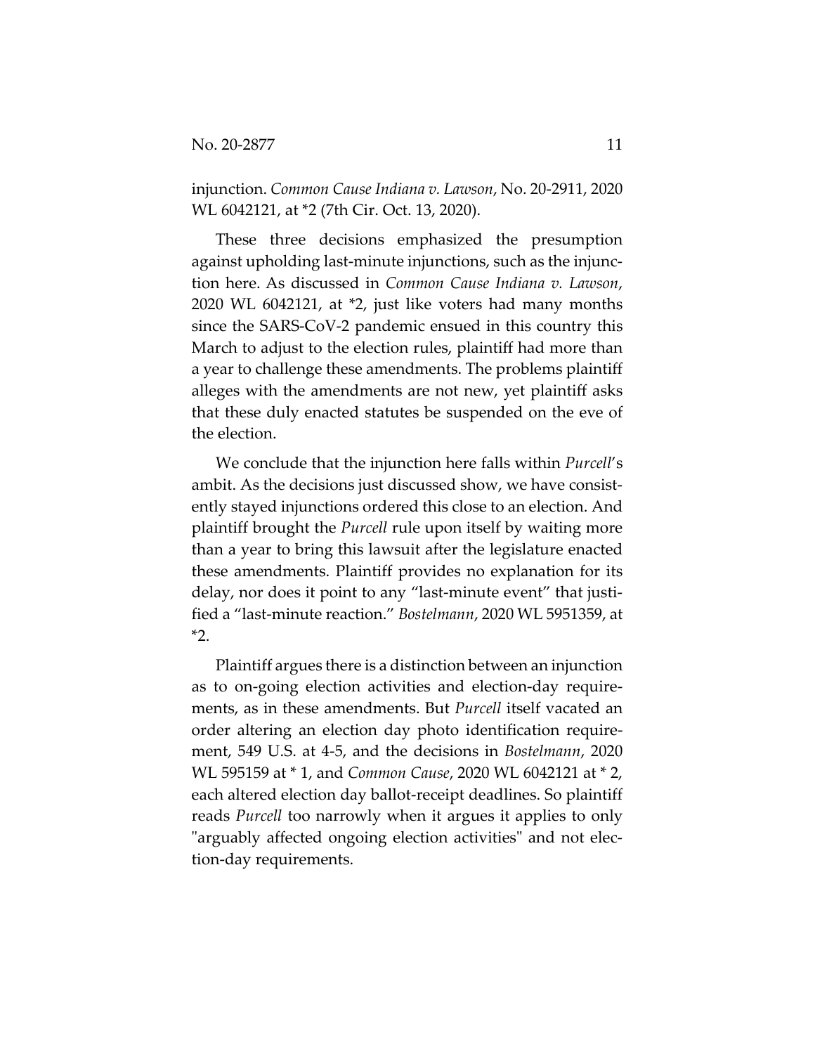injunction. *Common Cause Indiana v. Lawson*, No. 20-2911, 2020 WL 6042121, at *2 (7th Cir. Oct. 13, 2020).

These three decisions emphasized the presumption against upholding last-minute injunctions, such as the injunction here. As discussed in *Common Cause Indiana v. Lawson*, 2020 WL 6042121, at *2, just like voters had many months since the SARS-CoV-2 pandemic ensued in this country this March to adjust to the election rules, plaintiff had more than a year to challenge these amendments. The problems plaintiff alleges with the amendments are not new, yet plaintiff asks that these duly enacted statutes be suspended on the eve of the election.

We conclude that the injunction here falls within *Purcell*'s ambit. As the decisions just discussed show, we have consistently stayed injunctions ordered this close to an election. And plaintiff brought the *Purcell* rule upon itself by waiting more than a year to bring this lawsuit after the legislature enacted these amendments. Plaintiff provides no explanation for its delay, nor does it point to any "last-minute event" that justified a "last-minute reaction." *Bostelmann*, 2020 WL 5951359, at *2.

Plaintiff argues there is a distinction between an injunction as to on-going election activities and election-day requirements, as in these amendments. But *Purcell* itself vacated an order altering an election day photo identification requirement, 549 U.S. at 4-5, and the decisions in *Bostelmann*, 2020 WL 595159 at * 1, and *Common Cause*, 2020 WL 6042121 at * 2, each altered election day ballot-receipt deadlines. So plaintiff reads *Purcell* too narrowly when it argues it applies to only "arguably affected ongoing election activities" and not election-day requirements.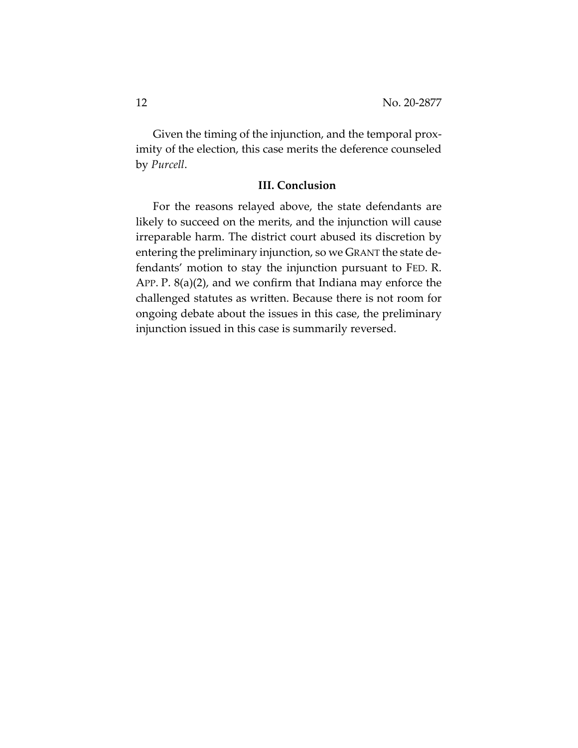Given the timing of the injunction, and the temporal proximity of the election, this case merits the deference counseled by *Purcell*.

### III. Conclusion

For the reasons relayed above, the state defendants are likely to succeed on the merits, and the injunction will cause irreparable harm. The district court abused its discretion by entering the preliminary injunction, so we GRANT the state defendants' motion to stay the injunction pursuant to FED. R. APP. P. 8(a)(2), and we confirm that Indiana may enforce the challenged statutes as written. Because there is not room for ongoing debate about the issues in this case, the preliminary injunction issued in this case is summarily reversed.